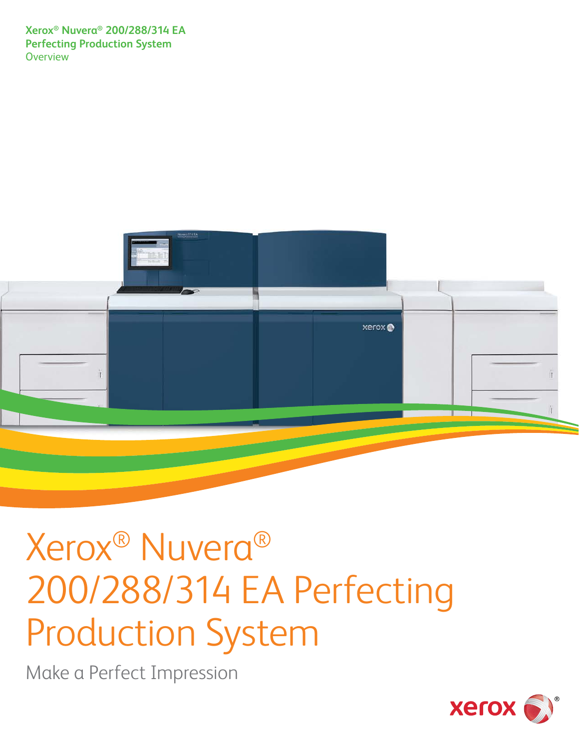Xerox® Nuvera® 200/288/314 EA Perfecting Production System
Overview

# Xerox® Nuvera® 200/288/314 EA Perfecting Production System

Make a Perfect Impression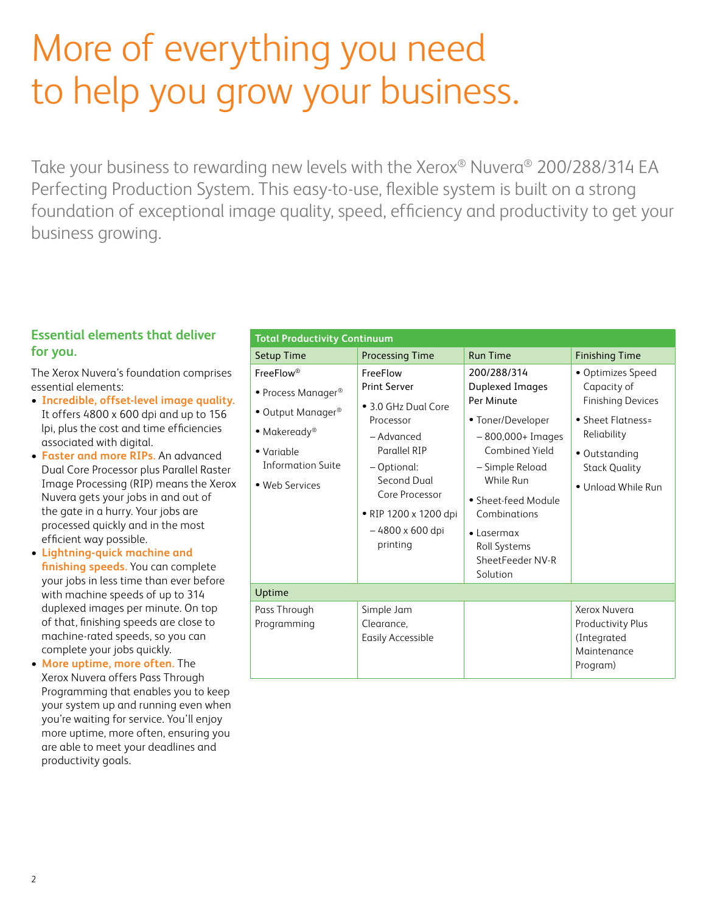# More of everything you need to help you grow your business.

Take your business to rewarding new levels with the Xerox® Nuvera® 200/288/314 EA Perfecting Production System. This easy-to-use, flexible system is built on a strong foundation of exceptional image quality, speed, efficiency and productivity to get your business growing.

## Essential elements that deliver for you.

The Xerox Nuvera's foundation comprises essential elements:

- **Incredible, offset-level image quality.** It offers 4800 x 600 dpi and up to 156 lpi, plus the cost and time efficiencies associated with digital.
- **Faster and more RIPs.** An advanced Dual Core Processor plus Parallel Raster Image Processing (RIP) means the Xerox Nuvera gets your jobs in and out of the gate in a hurry. Your jobs are processed quickly and in the most efficient way possible.
- **Lightning-quick machine and finishing speeds.** You can complete your jobs in less time than ever before with machine speeds of up to 314 duplexed images per minute. On top of that, finishing speeds are close to machine-rated speeds, so you can complete your jobs quickly.
- **More uptime, more often.** The Xerox Nuvera offers Pass Through Programming that enables you to keep your system up and running even when you're waiting for service. You'll enjoy more uptime, more often, ensuring you are able to meet your deadlines and productivity goals.

| Total Productivity Continuum | | | |
|---|---|---|---|
| **Setup Time** | **Processing Time** | **Run Time** | **Finishing Time** |
| FreeFlow®<br>• Process Manager®<br>• Output Manager®<br>• Makeready®<br>• Variable Information Suite<br>• Web Services | FreeFlow Print Server<br>• 3.0 GHz Dual Core Processor<br>– Advanced Parallel RIP<br>– Optional: Second Dual Core Processor<br>• RIP 1200 x 1200 dpi<br>– 4800 x 600 dpi printing | 200/288/314 Duplexed Images Per Minute<br>• Toner/Developer<br>– 800,000+ Images Combined Yield<br>– Simple Reload While Run<br>• Sheet-feed Module Combinations<br>• Lasermax Roll Systems SheetFeeder NV-R Solution | • Optimizes Speed Capacity of Finishing Devices<br>• Sheet Flatness= Reliability<br>• Outstanding Stack Quality<br>• Unload While Run |
| **Uptime** | | | |
| Pass Through Programming | Simple Jam Clearance, Easily Accessible | | Xerox Nuvera Productivity Plus (Integrated Maintenance Program) |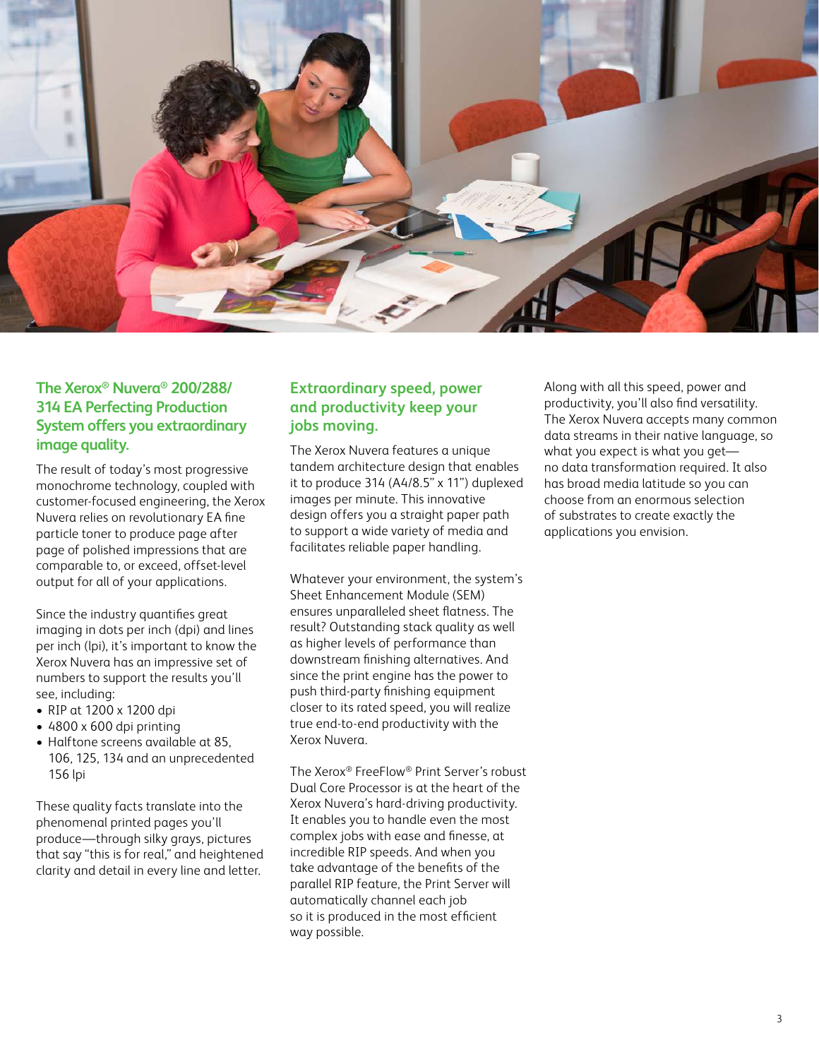## The Xerox® Nuvera® 200/288/314 EA Perfecting Production System offers you extraordinary image quality.

The result of today's most progressive monochrome technology, coupled with customer-focused engineering, the Xerox Nuvera relies on revolutionary EA fine particle toner to produce page after page of polished impressions that are comparable to, or exceed, offset-level output for all of your applications.

Since the industry quantifies great imaging in dots per inch (dpi) and lines per inch (lpi), it's important to know the Xerox Nuvera has an impressive set of numbers to support the results you'll see, including:

- RIP at 1200 x 1200 dpi
- 4800 x 600 dpi printing
- Halftone screens available at 85, 106, 125, 134 and an unprecedented 156 lpi

These quality facts translate into the phenomenal printed pages you'll produce—through silky grays, pictures that say "this is for real," and heightened clarity and detail in every line and letter.

## Extraordinary speed, power and productivity keep your jobs moving.

The Xerox Nuvera features a unique tandem architecture design that enables it to produce 314 (A4/8.5" x 11") duplexed images per minute. This innovative design offers you a straight paper path to support a wide variety of media and facilitates reliable paper handling.

Whatever your environment, the system's Sheet Enhancement Module (SEM) ensures unparalleled sheet flatness. The result? Outstanding stack quality as well as higher levels of performance than downstream finishing alternatives. And since the print engine has the power to push third-party finishing equipment closer to its rated speed, you will realize true end-to-end productivity with the Xerox Nuvera.

The Xerox® FreeFlow® Print Server's robust Dual Core Processor is at the heart of the Xerox Nuvera's hard-driving productivity. It enables you to handle even the most complex jobs with ease and finesse, at incredible RIP speeds. And when you take advantage of the benefits of the parallel RIP feature, the Print Server will automatically channel each job so it is produced in the most efficient way possible.

Along with all this speed, power and productivity, you'll also find versatility. The Xerox Nuvera accepts many common data streams in their native language, so what you expect is what you get—no data transformation required. It also has broad media latitude so you can choose from an enormous selection of substrates to create exactly the applications you envision.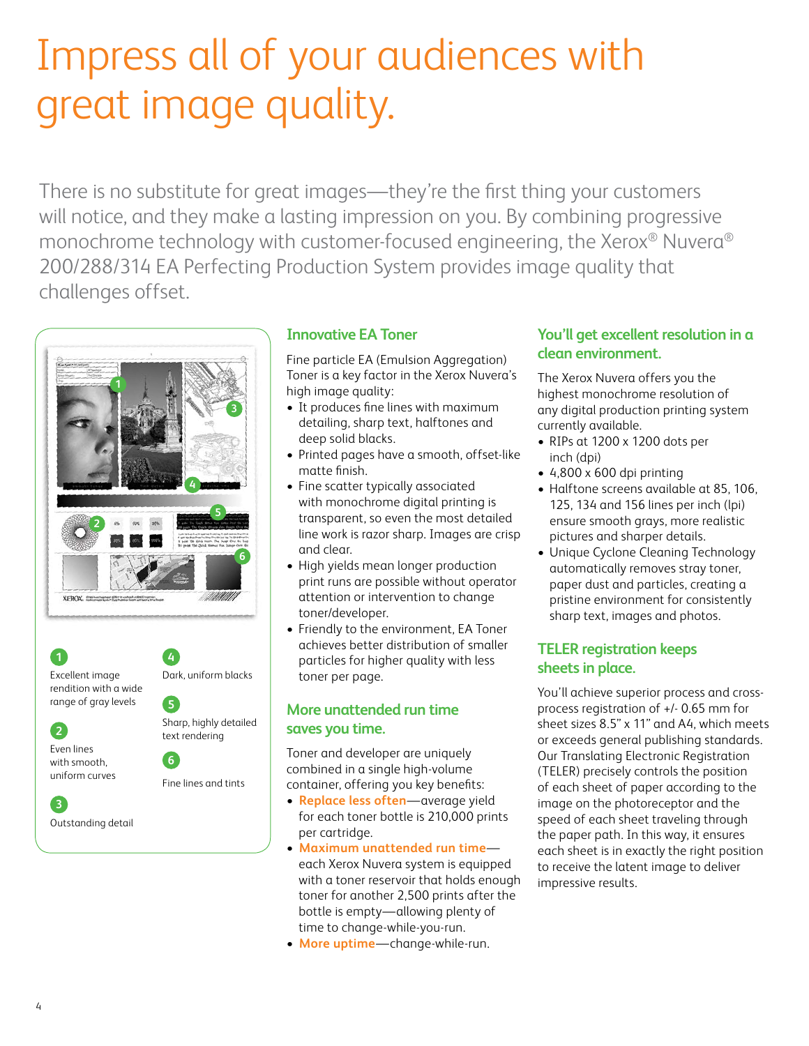# Impress all of your audiences with great image quality.

There is no substitute for great images—they're the first thing your customers will notice, and they make a lasting impression on you. By combining progressive monochrome technology with customer-focused engineering, the Xerox® Nuvera® 200/288/314 EA Perfecting Production System provides image quality that challenges offset.

1. Excellent image rendition with a wide range of gray levels
2. Even lines with smooth, uniform curves
3. Outstanding detail
4. Dark, uniform blacks
5. Sharp, highly detailed text rendering
6. Fine lines and tints

## Innovative EA Toner

Fine particle EA (Emulsion Aggregation) Toner is a key factor in the Xerox Nuvera's high image quality:

- It produces fine lines with maximum detailing, sharp text, halftones and deep solid blacks.
- Printed pages have a smooth, offset-like matte finish.
- Fine scatter typically associated with monochrome digital printing is transparent, so even the most detailed line work is razor sharp. Images are crisp and clear.
- High yields mean longer production print runs are possible without operator attention or intervention to change toner/developer.
- Friendly to the environment, EA Toner achieves better distribution of smaller particles for higher quality with less toner per page.

## More unattended run time saves you time.

Toner and developer are uniquely combined in a single high-volume container, offering you key benefits:

- **Replace less often**—average yield for each toner bottle is 210,000 prints per cartridge.
- **Maximum unattended run time**—each Xerox Nuvera system is equipped with a toner reservoir that holds enough toner for another 2,500 prints after the bottle is empty—allowing plenty of time to change-while-you-run.
- **More uptime**—change-while-run.

## You'll get excellent resolution in a clean environment.

The Xerox Nuvera offers you the highest monochrome resolution of any digital production printing system currently available.

- RIPs at 1200 x 1200 dots per inch (dpi)
- 4,800 x 600 dpi printing
- Halftone screens available at 85, 106, 125, 134 and 156 lines per inch (lpi) ensure smooth grays, more realistic pictures and sharper details.
- Unique Cyclone Cleaning Technology automatically removes stray toner, paper dust and particles, creating a pristine environment for consistently sharp text, images and photos.

## TELER registration keeps sheets in place.

You'll achieve superior process and cross-process registration of +/- 0.65 mm for sheet sizes 8.5" x 11" and A4, which meets or exceeds general publishing standards. Our Translating Electronic Registration (TELER) precisely controls the position of each sheet of paper according to the image on the photoreceptor and the speed of each sheet traveling through the paper path. In this way, it ensures each sheet is in exactly the right position to receive the latent image to deliver impressive results.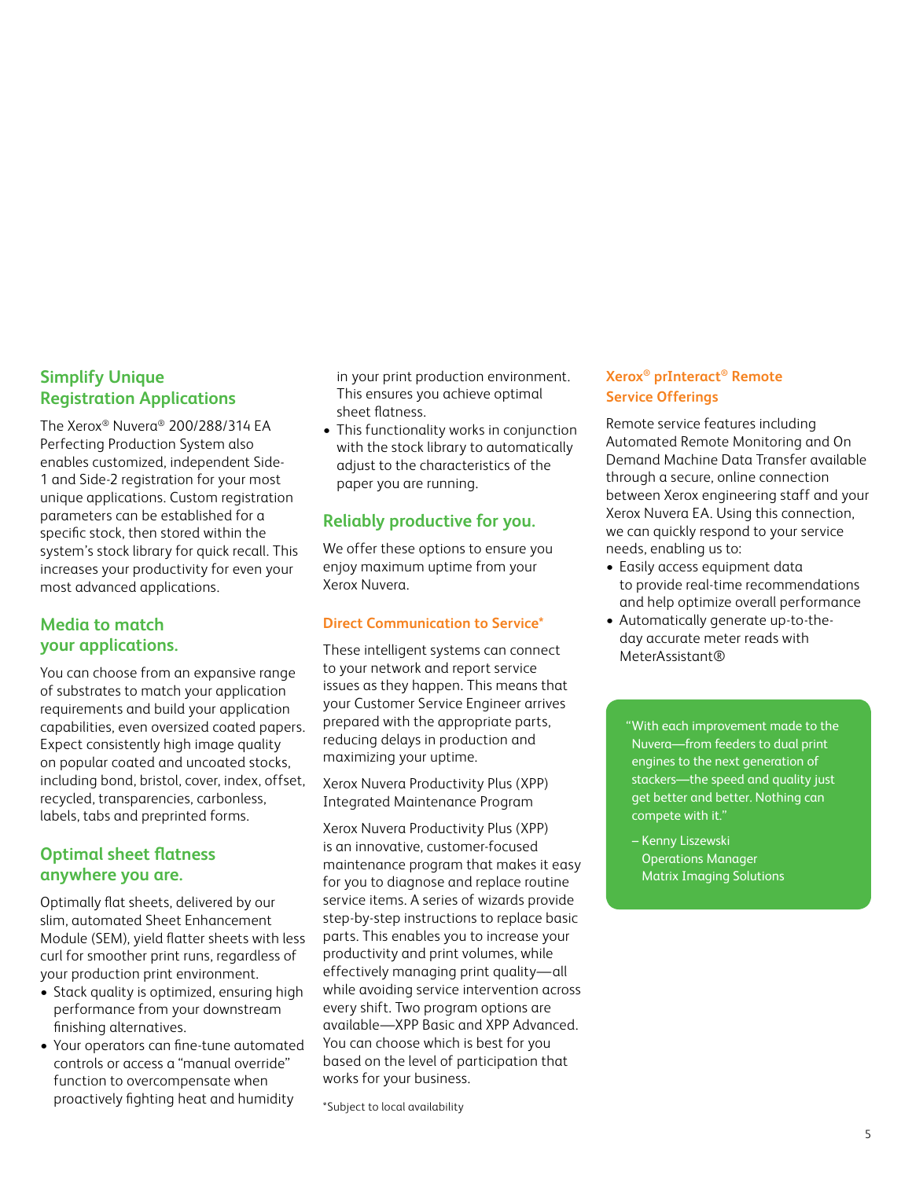## Simplify Unique Registration Applications

The Xerox® Nuvera® 200/288/314 EA Perfecting Production System also enables customized, independent Side-1 and Side-2 registration for your most unique applications. Custom registration parameters can be established for a specific stock, then stored within the system's stock library for quick recall. This increases your productivity for even your most advanced applications.

## Media to match your applications.

You can choose from an expansive range of substrates to match your application requirements and build your application capabilities, even oversized coated papers. Expect consistently high image quality on popular coated and uncoated stocks, including bond, bristol, cover, index, offset, recycled, transparencies, carbonless, labels, tabs and preprinted forms.

## Optimal sheet flatness anywhere you are.

Optimally flat sheets, delivered by our slim, automated Sheet Enhancement Module (SEM), yield flatter sheets with less curl for smoother print runs, regardless of your production print environment.

- Stack quality is optimized, ensuring high performance from your downstream finishing alternatives.
- Your operators can fine-tune automated controls or access a "manual override" function to overcompensate when proactively fighting heat and humidity in your print production environment. This ensures you achieve optimal sheet flatness.
- This functionality works in conjunction with the stock library to automatically adjust to the characteristics of the paper you are running.

## Reliably productive for you.

We offer these options to ensure you enjoy maximum uptime from your Xerox Nuvera.

### Direct Communication to Service*

These intelligent systems can connect to your network and report service issues as they happen. This means that your Customer Service Engineer arrives prepared with the appropriate parts, reducing delays in production and maximizing your uptime.

Xerox Nuvera Productivity Plus (XPP) Integrated Maintenance Program

Xerox Nuvera Productivity Plus (XPP) is an innovative, customer-focused maintenance program that makes it easy for you to diagnose and replace routine service items. A series of wizards provide step-by-step instructions to replace basic parts. This enables you to increase your productivity and print volumes, while effectively managing print quality—all while avoiding service intervention across every shift. Two program options are available—XPP Basic and XPP Advanced. You can choose which is best for you based on the level of participation that works for your business.

*Subject to local availability

### Xerox® prInteract® Remote Service Offerings

Remote service features including Automated Remote Monitoring and On Demand Machine Data Transfer available through a secure, online connection between Xerox engineering staff and your Xerox Nuvera EA. Using this connection, we can quickly respond to your service needs, enabling us to:

- Easily access equipment data to provide real-time recommendations and help optimize overall performance
- Automatically generate up-to-the-day accurate meter reads with MeterAssistant®

> "With each improvement made to the Nuvera—from feeders to dual print engines to the next generation of stackers—the speed and quality just get better and better. Nothing can compete with it."
>
> – Kenny Liszewski
> Operations Manager
> Matrix Imaging Solutions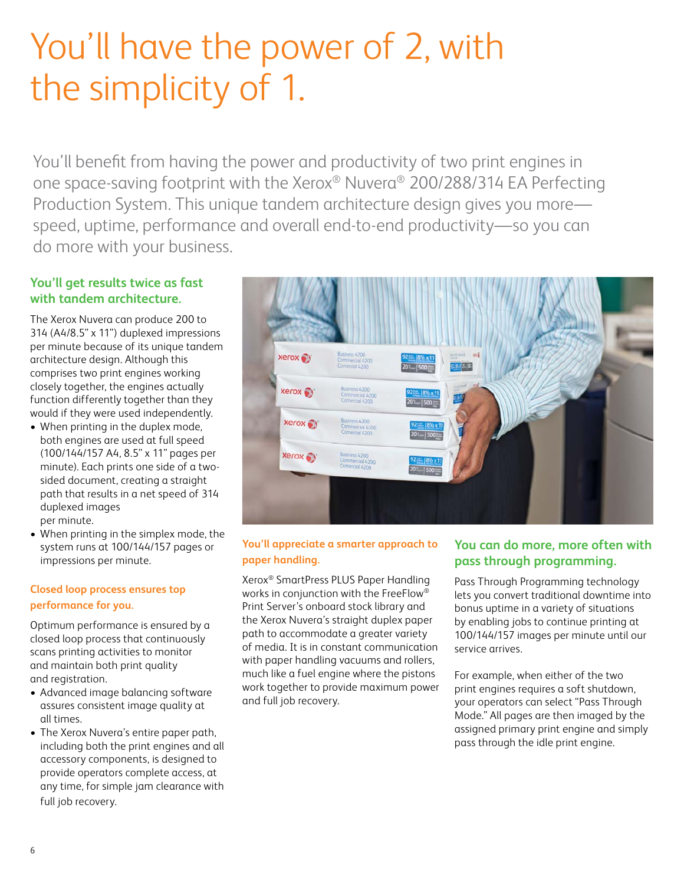# You'll have the power of 2, with the simplicity of 1.

You'll benefit from having the power and productivity of two print engines in one space-saving footprint with the Xerox® Nuvera® 200/288/314 EA Perfecting Production System. This unique tandem architecture design gives you more—speed, uptime, performance and overall end-to-end productivity—so you can do more with your business.

## You'll get results twice as fast with tandem architecture.

The Xerox Nuvera can produce 200 to 314 (A4/8.5" x 11") duplexed impressions per minute because of its unique tandem architecture design. Although this comprises two print engines working closely together, the engines actually function differently together than they would if they were used independently.

- When printing in the duplex mode, both engines are used at full speed (100/144/157 A4, 8.5" x 11" pages per minute). Each prints one side of a two-sided document, creating a straight path that results in a net speed of 314 duplexed images per minute.
- When printing in the simplex mode, the system runs at 100/144/157 pages or impressions per minute.

### Closed loop process ensures top performance for you.

Optimum performance is ensured by a closed loop process that continuously scans printing activities to monitor and maintain both print quality and registration.

- Advanced image balancing software assures consistent image quality at all times.
- The Xerox Nuvera's entire paper path, including both the print engines and all accessory components, is designed to provide operators complete access, at any time, for simple jam clearance with full job recovery.

### You'll appreciate a smarter approach to paper handling.

Xerox® SmartPress PLUS Paper Handling works in conjunction with the FreeFlow® Print Server's onboard stock library and the Xerox Nuvera's straight duplex paper path to accommodate a greater variety of media. It is in constant communication with paper handling vacuums and rollers, much like a fuel engine where the pistons work together to provide maximum power and full job recovery.

## You can do more, more often with pass through programming.

Pass Through Programming technology lets you convert traditional downtime into bonus uptime in a variety of situations by enabling jobs to continue printing at 100/144/157 images per minute until our service arrives.

For example, when either of the two print engines requires a soft shutdown, your operators can select "Pass Through Mode." All pages are then imaged by the assigned primary print engine and simply pass through the idle print engine.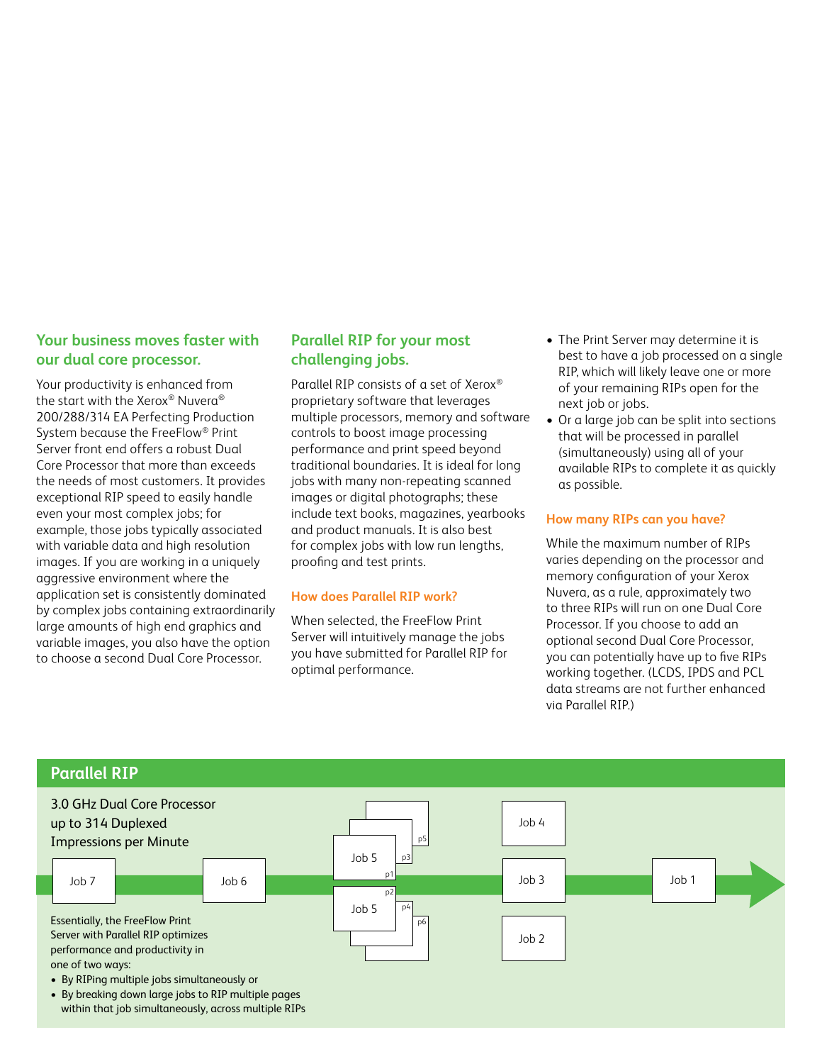## Your business moves faster with our dual core processor.

Your productivity is enhanced from the start with the Xerox® Nuvera® 200/288/314 EA Perfecting Production System because the FreeFlow® Print Server front end offers a robust Dual Core Processor that more than exceeds the needs of most customers. It provides exceptional RIP speed to easily handle even your most complex jobs; for example, those jobs typically associated with variable data and high resolution images. If you are working in a uniquely aggressive environment where the application set is consistently dominated by complex jobs containing extraordinarily large amounts of high end graphics and variable images, you also have the option to choose a second Dual Core Processor.

## Parallel RIP for your most challenging jobs.

Parallel RIP consists of a set of Xerox® proprietary software that leverages multiple processors, memory and software controls to boost image processing performance and print speed beyond traditional boundaries. It is ideal for long jobs with many non-repeating scanned images or digital photographs; these include text books, magazines, yearbooks and product manuals. It is also best for complex jobs with low run lengths, proofing and test prints.

### How does Parallel RIP work?

When selected, the FreeFlow Print Server will intuitively manage the jobs you have submitted for Parallel RIP for optimal performance.

- The Print Server may determine it is best to have a job processed on a single RIP, which will likely leave one or more of your remaining RIPs open for the next job or jobs.
- Or a large job can be split into sections that will be processed in parallel (simultaneously) using all of your available RIPs to complete it as quickly as possible.

### How many RIPs can you have?

While the maximum number of RIPs varies depending on the processor and memory configuration of your Xerox Nuvera, as a rule, approximately two to three RIPs will run on one Dual Core Processor. If you choose to add an optional second Dual Core Processor, you can potentially have up to five RIPs working together. (LCDS, IPDS and PCL data streams are not further enhanced via Parallel RIP.)

## Parallel RIP

3.0 GHz Dual Core Processor up to 314 Duplexed Impressions per Minute

Job 7 | Job 6 | Job 5 (p1, p3, p5) | Job 5 (p2, p4, p6) | Job 4 | Job 3 | Job 2 | Job 1

Essentially, the FreeFlow Print Server with Parallel RIP optimizes performance and productivity in one of two ways:

- By RIPing multiple jobs simultaneously or
- By breaking down large jobs to RIP multiple pages within that job simultaneously, across multiple RIPs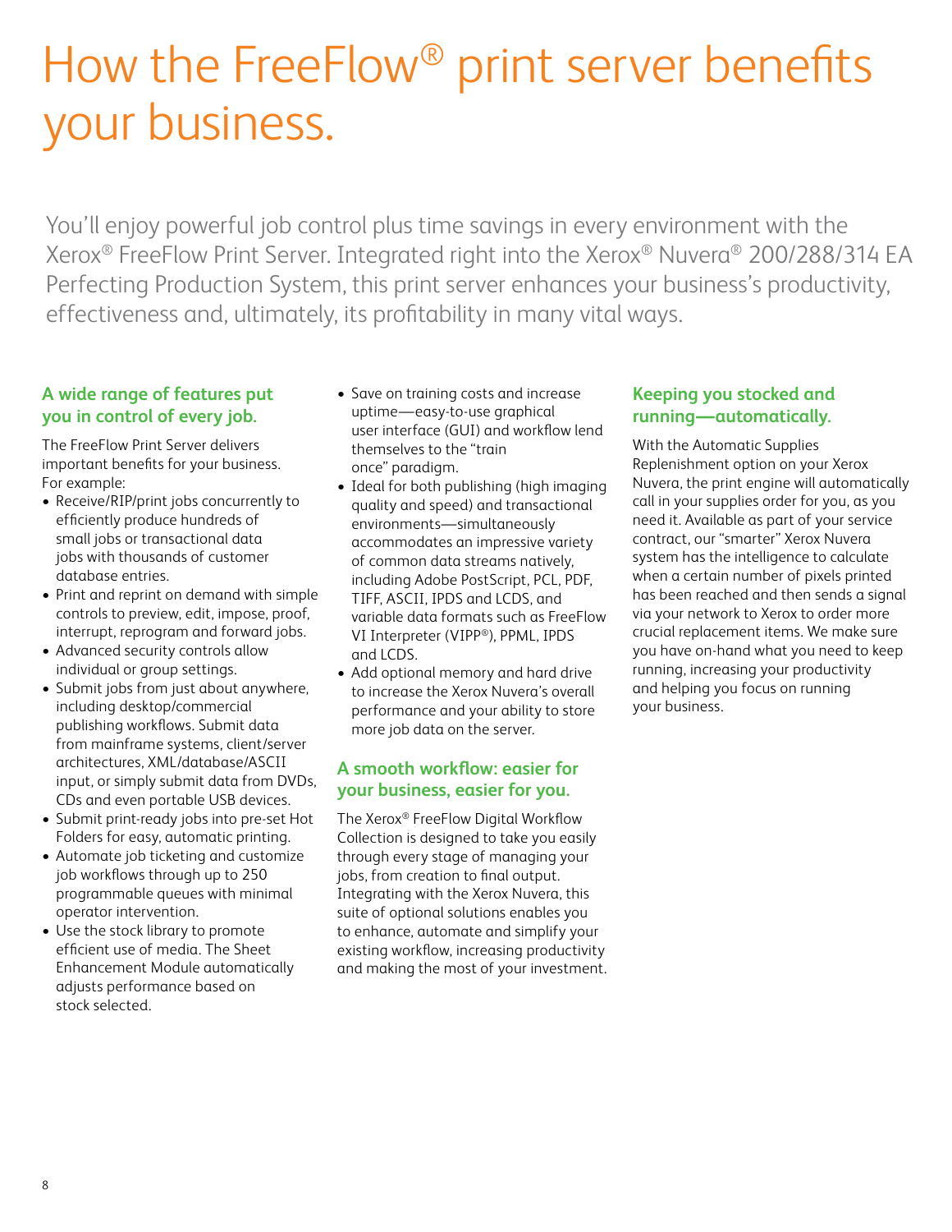# How the FreeFlow® print server benefits your business.

You'll enjoy powerful job control plus time savings in every environment with the Xerox® FreeFlow Print Server. Integrated right into the Xerox® Nuvera® 200/288/314 EA Perfecting Production System, this print server enhances your business's productivity, effectiveness and, ultimately, its profitability in many vital ways.

## A wide range of features put you in control of every job.

The FreeFlow Print Server delivers important benefits for your business. For example:

- Receive/RIP/print jobs concurrently to efficiently produce hundreds of small jobs or transactional data jobs with thousands of customer database entries.
- Print and reprint on demand with simple controls to preview, edit, impose, proof, interrupt, reprogram and forward jobs.
- Advanced security controls allow individual or group settings.
- Submit jobs from just about anywhere, including desktop/commercial publishing workflows. Submit data from mainframe systems, client/server architectures, XML/database/ASCII input, or simply submit data from DVDs, CDs and even portable USB devices.
- Submit print-ready jobs into pre-set Hot Folders for easy, automatic printing.
- Automate job ticketing and customize job workflows through up to 250 programmable queues with minimal operator intervention.
- Use the stock library to promote efficient use of media. The Sheet Enhancement Module automatically adjusts performance based on stock selected.
- Save on training costs and increase uptime—easy-to-use graphical user interface (GUI) and workflow lend themselves to the "train once" paradigm.
- Ideal for both publishing (high imaging quality and speed) and transactional environments—simultaneously accommodates an impressive variety of common data streams natively, including Adobe PostScript, PCL, PDF, TIFF, ASCII, IPDS and LCDS, and variable data formats such as FreeFlow VI Interpreter (VIPP®), PPML, IPDS and LCDS.
- Add optional memory and hard drive to increase the Xerox Nuvera's overall performance and your ability to store more job data on the server.

## A smooth workflow: easier for your business, easier for you.

The Xerox® FreeFlow Digital Workflow Collection is designed to take you easily through every stage of managing your jobs, from creation to final output. Integrating with the Xerox Nuvera, this suite of optional solutions enables you to enhance, automate and simplify your existing workflow, increasing productivity and making the most of your investment.

## Keeping you stocked and running—automatically.

With the Automatic Supplies Replenishment option on your Xerox Nuvera, the print engine will automatically call in your supplies order for you, as you need it. Available as part of your service contract, our "smarter" Xerox Nuvera system has the intelligence to calculate when a certain number of pixels printed has been reached and then sends a signal via your network to Xerox to order more crucial replacement items. We make sure you have on-hand what you need to keep running, increasing your productivity and helping you focus on running your business.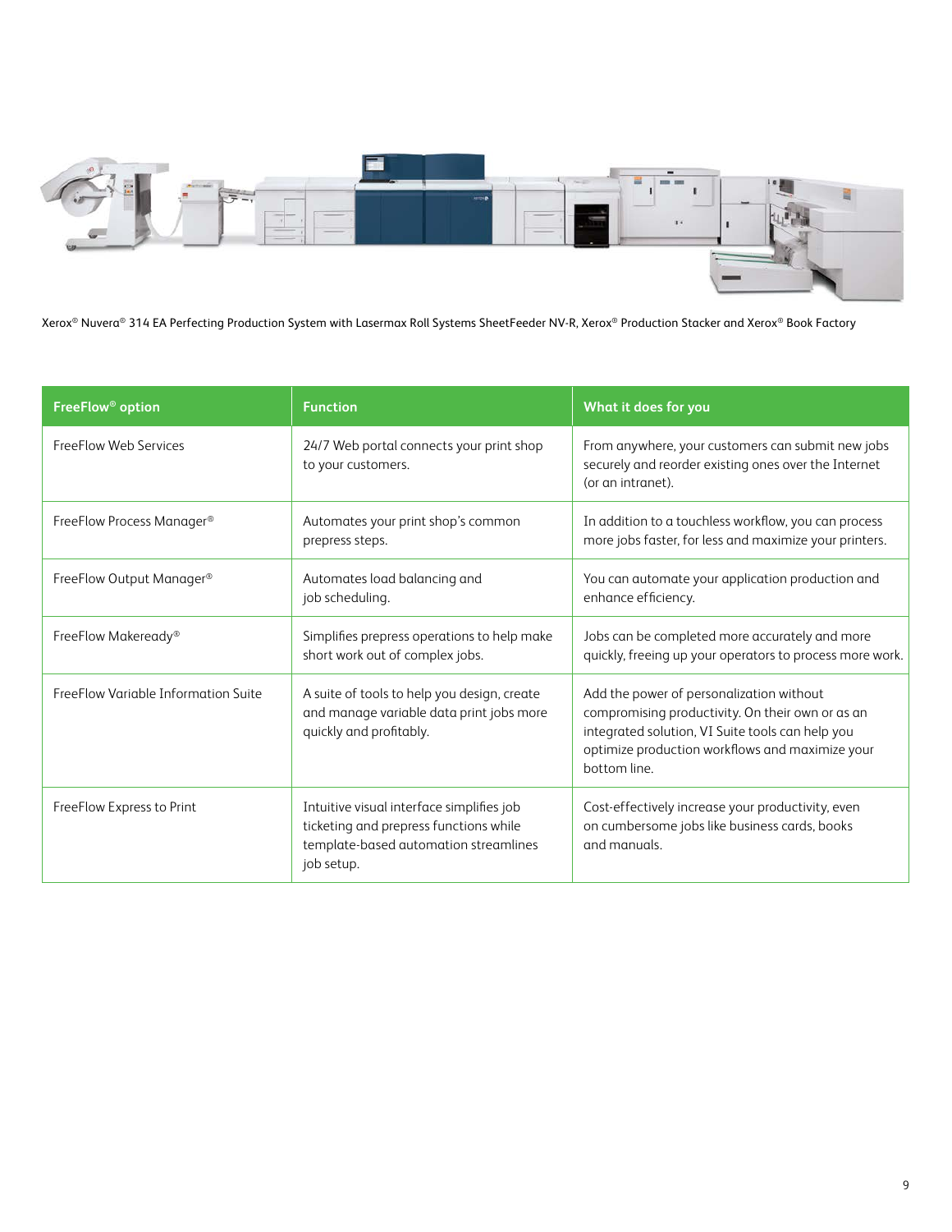Xerox® Nuvera® 314 EA Perfecting Production System with Lasermax Roll Systems SheetFeeder NV-R, Xerox® Production Stacker and Xerox® Book Factory

| FreeFlow® option | Function | What it does for you |
| --- | --- | --- |
| FreeFlow Web Services | 24/7 Web portal connects your print shop to your customers. | From anywhere, your customers can submit new jobs securely and reorder existing ones over the Internet (or an intranet). |
| FreeFlow Process Manager® | Automates your print shop's common prepress steps. | In addition to a touchless workflow, you can process more jobs faster, for less and maximize your printers. |
| FreeFlow Output Manager® | Automates load balancing and job scheduling. | You can automate your application production and enhance efficiency. |
| FreeFlow Makeready® | Simplifies prepress operations to help make short work out of complex jobs. | Jobs can be completed more accurately and more quickly, freeing up your operators to process more work. |
| FreeFlow Variable Information Suite | A suite of tools to help you design, create and manage variable data print jobs more quickly and profitably. | Add the power of personalization without compromising productivity. On their own or as an integrated solution, VI Suite tools can help you optimize production workflows and maximize your bottom line. |
| FreeFlow Express to Print | Intuitive visual interface simplifies job ticketing and prepress functions while template-based automation streamlines job setup. | Cost-effectively increase your productivity, even on cumbersome jobs like business cards, books and manuals. |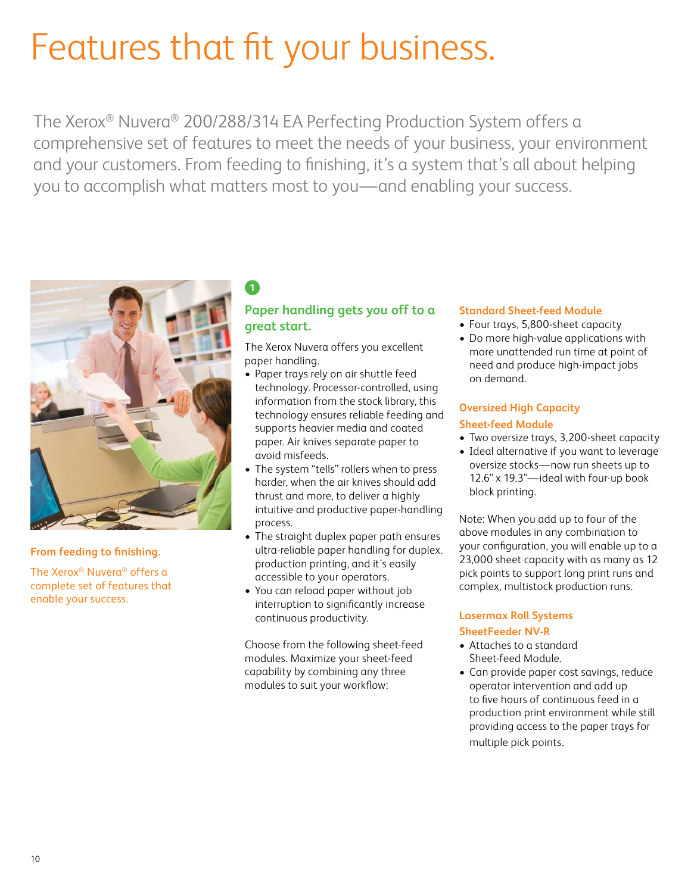# Features that fit your business.

The Xerox® Nuvera® 200/288/314 EA Perfecting Production System offers a comprehensive set of features to meet the needs of your business, your environment and your customers. From feeding to finishing, it's a system that's all about helping you to accomplish what matters most to you—and enabling your success.

**From feeding to finishing.**

The Xerox® Nuvera® offers a complete set of features that enable your success.

1

## Paper handling gets you off to a great start.

The Xerox Nuvera offers you excellent paper handling.

- Paper trays rely on air shuttle feed technology. Processor-controlled, using information from the stock library, this technology ensures reliable feeding and supports heavier media and coated paper. Air knives separate paper to avoid misfeeds.
- The system "tells" rollers when to press harder, when the air knives should add thrust and more, to deliver a highly intuitive and productive paper-handling process.
- The straight duplex paper path ensures ultra-reliable paper handling for duplex. production printing, and it's easily accessible to your operators.
- You can reload paper without job interruption to significantly increase continuous productivity.

Choose from the following sheet-feed modules. Maximize your sheet-feed capability by combining any three modules to suit your workflow:

### Standard Sheet-feed Module

- Four trays, 5,800-sheet capacity
- Do more high-value applications with more unattended run time at point of need and produce high-impact jobs on demand.

### Oversized High Capacity Sheet-feed Module

- Two oversize trays, 3,200-sheet capacity
- Ideal alternative if you want to leverage oversize stocks—now run sheets up to 12.6" x 19.3"—ideal with four-up book block printing.

Note: When you add up to four of the above modules in any combination to your configuration, you will enable up to a 23,000 sheet capacity with as many as 12 pick points to support long print runs and complex, multistock production runs.

### Lasermax Roll Systems SheetFeeder NV-R

- Attaches to a standard Sheet-feed Module.
- Can provide paper cost savings, reduce operator intervention and add up to five hours of continuous feed in a production print environment while still providing access to the paper trays for multiple pick points.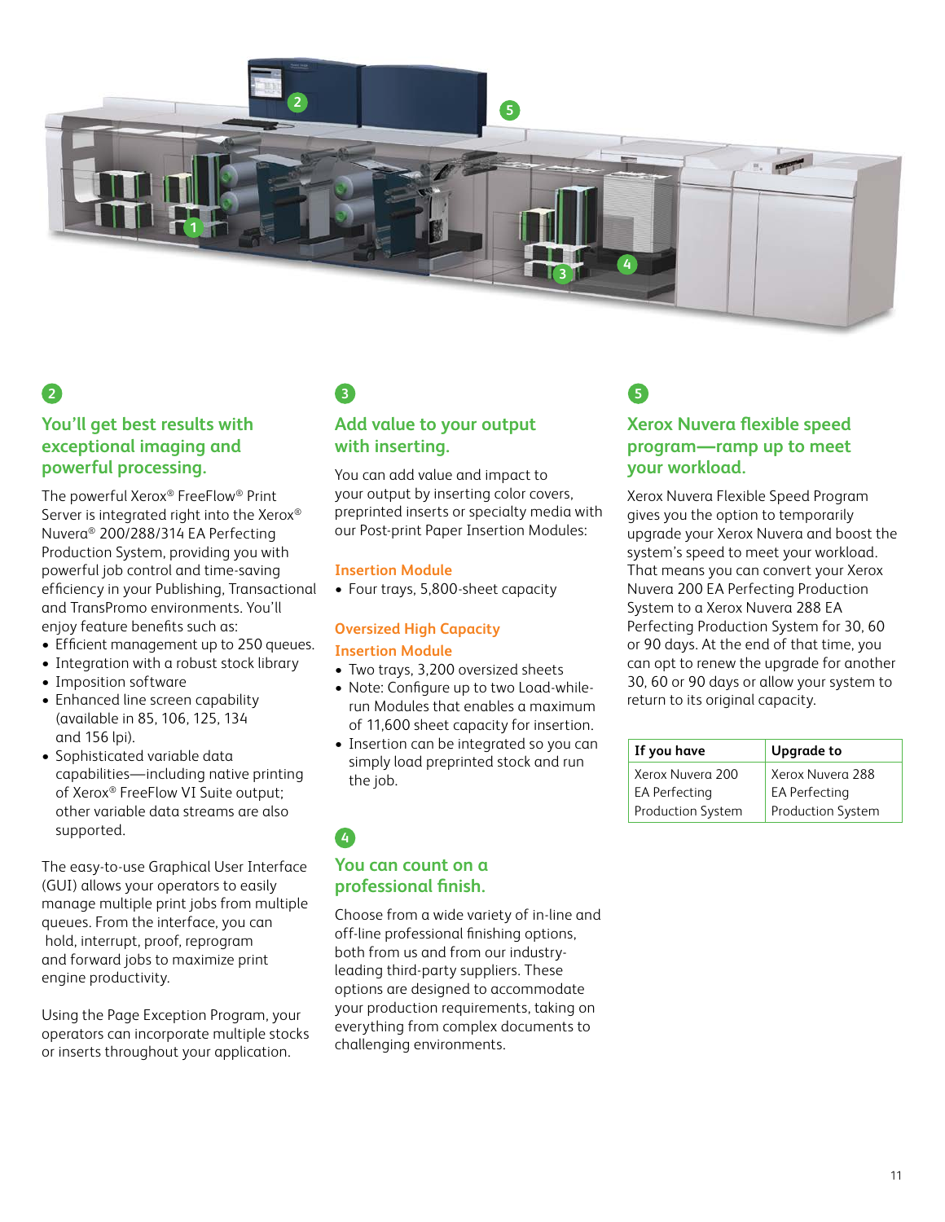## 2

## You'll get best results with exceptional imaging and powerful processing.

The powerful Xerox® FreeFlow® Print Server is integrated right into the Xerox® Nuvera® 200/288/314 EA Perfecting Production System, providing you with powerful job control and time-saving efficiency in your Publishing, Transactional and TransPromo environments. You'll enjoy feature benefits such as:

- Efficient management up to 250 queues.
- Integration with a robust stock library
- Imposition software
- Enhanced line screen capability (available in 85, 106, 125, 134 and 156 lpi).
- Sophisticated variable data capabilities—including native printing of Xerox® FreeFlow VI Suite output; other variable data streams are also supported.

The easy-to-use Graphical User Interface (GUI) allows your operators to easily manage multiple print jobs from multiple queues. From the interface, you can hold, interrupt, proof, reprogram and forward jobs to maximize print engine productivity.

Using the Page Exception Program, your operators can incorporate multiple stocks or inserts throughout your application.

## 3

## Add value to your output with inserting.

You can add value and impact to your output by inserting color covers, preprinted inserts or specialty media with our Post-print Paper Insertion Modules:

### Insertion Module

- Four trays, 5,800-sheet capacity

### Oversized High Capacity Insertion Module

- Two trays, 3,200 oversized sheets
- Note: Configure up to two Load-while-run Modules that enables a maximum of 11,600 sheet capacity for insertion.
- Insertion can be integrated so you can simply load preprinted stock and run the job.

## 4

## You can count on a professional finish.

Choose from a wide variety of in-line and off-line professional finishing options, both from us and from our industry-leading third-party suppliers. These options are designed to accommodate your production requirements, taking on everything from complex documents to challenging environments.

## 5

## Xerox Nuvera flexible speed program—ramp up to meet your workload.

Xerox Nuvera Flexible Speed Program gives you the option to temporarily upgrade your Xerox Nuvera and boost the system's speed to meet your workload. That means you can convert your Xerox Nuvera 200 EA Perfecting Production System to a Xerox Nuvera 288 EA Perfecting Production System for 30, 60 or 90 days. At the end of that time, you can opt to renew the upgrade for another 30, 60 or 90 days or allow your system to return to its original capacity.

| If you have | Upgrade to |
|---|---|
| Xerox Nuvera 200 EA Perfecting Production System | Xerox Nuvera 288 EA Perfecting Production System |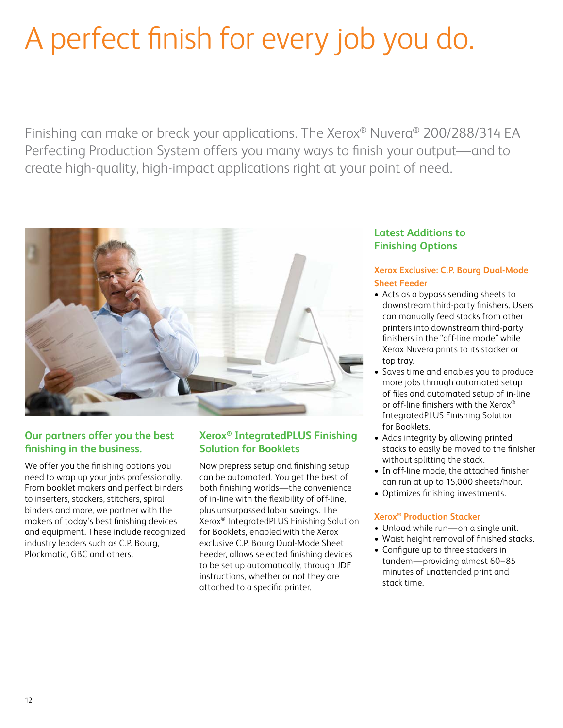# A perfect finish for every job you do.

Finishing can make or break your applications. The Xerox® Nuvera® 200/288/314 EA Perfecting Production System offers you many ways to finish your output—and to create high-quality, high-impact applications right at your point of need.

## Our partners offer you the best finishing in the business.

We offer you the finishing options you need to wrap up your jobs professionally. From booklet makers and perfect binders to inserters, stackers, stitchers, spiral binders and more, we partner with the makers of today's best finishing devices and equipment. These include recognized industry leaders such as C.P. Bourg, Plockmatic, GBC and others.

## Xerox® IntegratedPLUS Finishing Solution for Booklets

Now prepress setup and finishing setup can be automated. You get the best of both finishing worlds—the convenience of in-line with the flexibility of off-line, plus unsurpassed labor savings. The Xerox® IntegratedPLUS Finishing Solution for Booklets, enabled with the Xerox exclusive C.P. Bourg Dual-Mode Sheet Feeder, allows selected finishing devices to be set up automatically, through JDF instructions, whether or not they are attached to a specific printer.

## Latest Additions to Finishing Options

### Xerox Exclusive: C.P. Bourg Dual-Mode Sheet Feeder

- Acts as a bypass sending sheets to downstream third-party finishers. Users can manually feed stacks from other printers into downstream third-party finishers in the "off-line mode" while Xerox Nuvera prints to its stacker or top tray.
- Saves time and enables you to produce more jobs through automated setup of files and automated setup of in-line or off-line finishers with the Xerox® IntegratedPLUS Finishing Solution for Booklets.
- Adds integrity by allowing printed stacks to easily be moved to the finisher without splitting the stack.
- In off-line mode, the attached finisher can run at up to 15,000 sheets/hour.
- Optimizes finishing investments.

### Xerox® Production Stacker

- Unload while run—on a single unit.
- Waist height removal of finished stacks.
- Configure up to three stackers in tandem—providing almost 60–85 minutes of unattended print and stack time.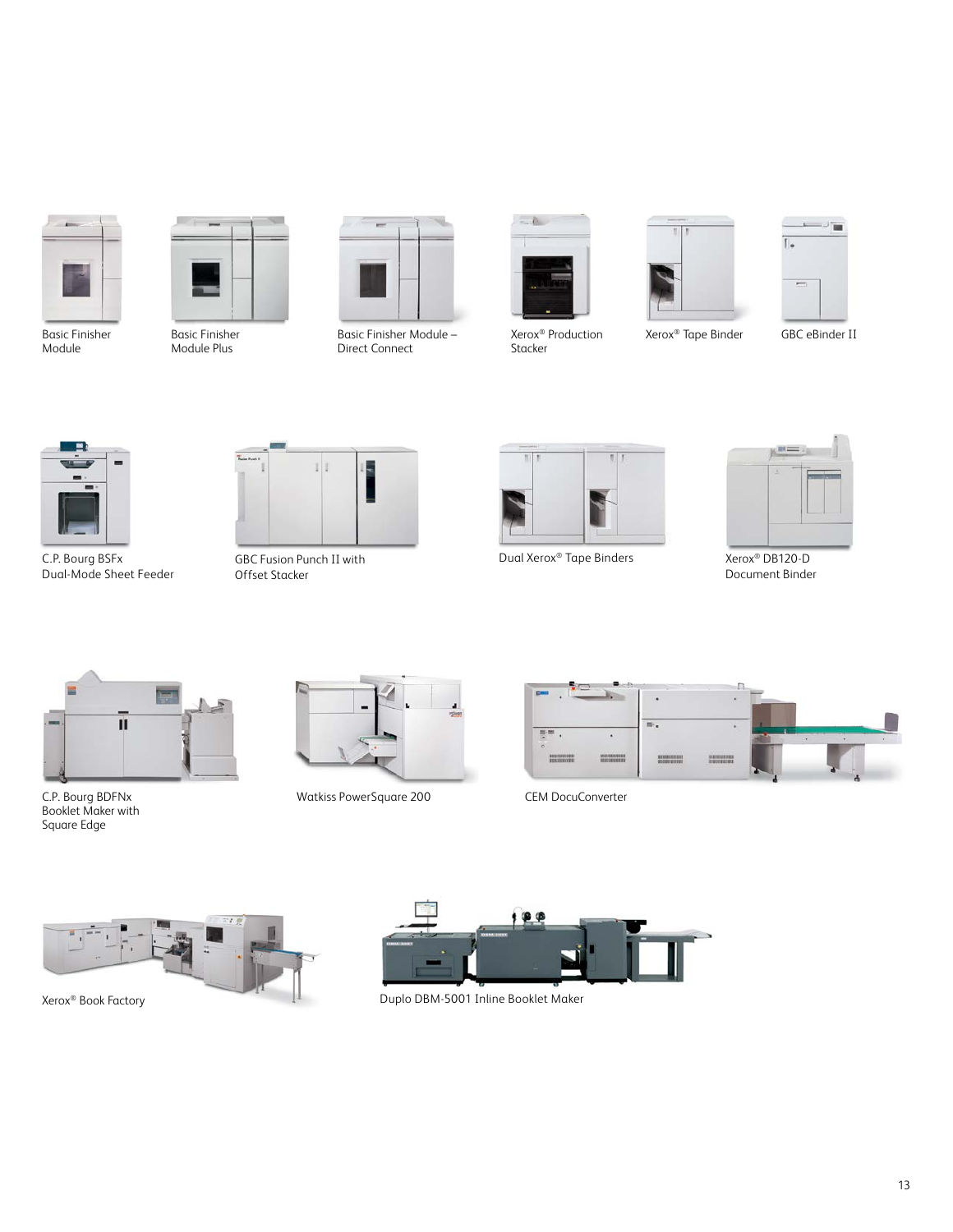Basic Finisher Module

Basic Finisher Module Plus

Basic Finisher Module – Direct Connect

Xerox® Production Stacker

Xerox® Tape Binder

GBC eBinder II

C.P. Bourg BSFx Dual-Mode Sheet Feeder

GBC Fusion Punch II with Offset Stacker

Dual Xerox® Tape Binders

Xerox® DB120-D Document Binder

C.P. Bourg BDFNx Booklet Maker with Square Edge

Watkiss PowerSquare 200

CEM DocuConverter

Xerox® Book Factory

Duplo DBM-5001 Inline Booklet Maker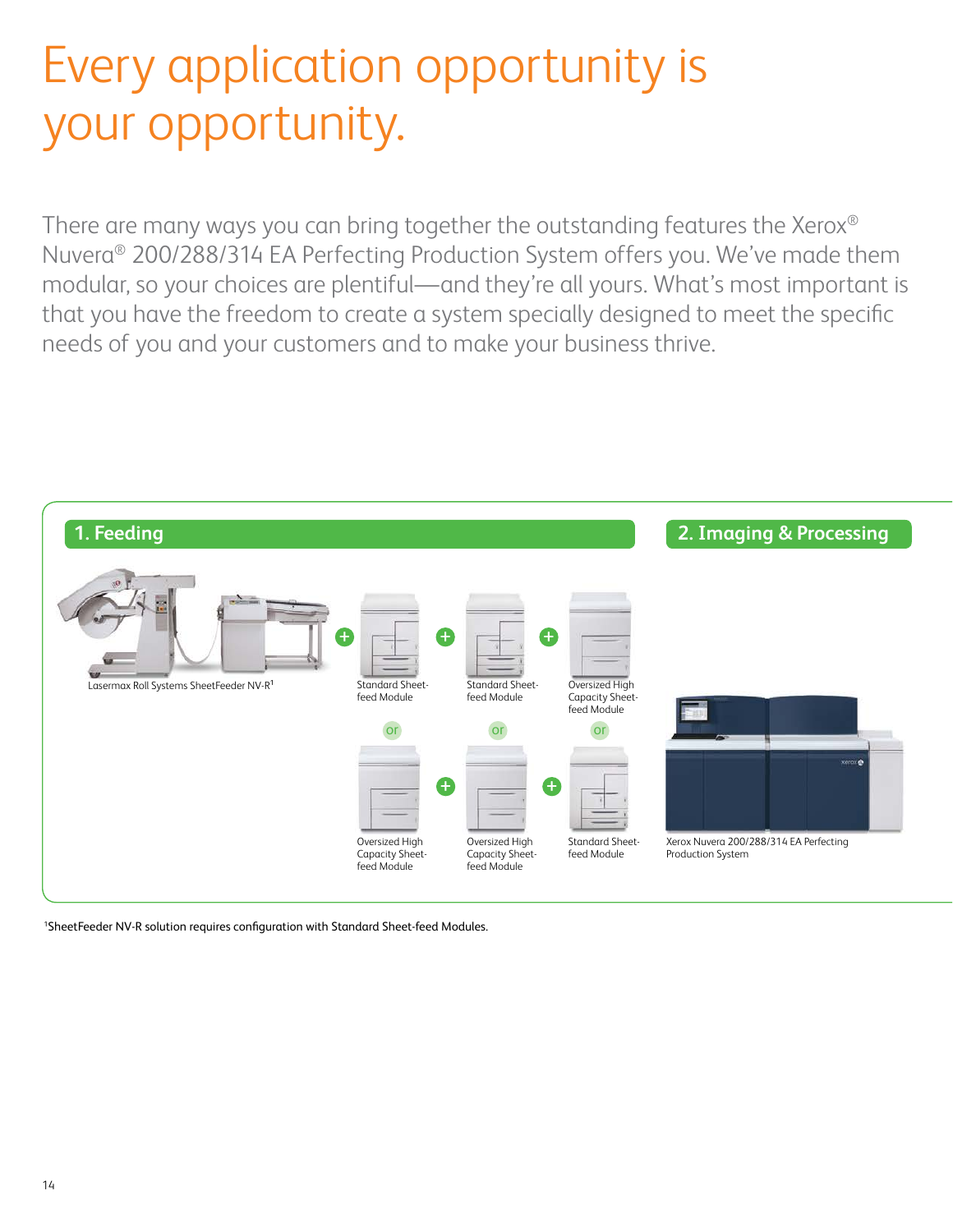# Every application opportunity is your opportunity.

There are many ways you can bring together the outstanding features the Xerox® Nuvera® 200/288/314 EA Perfecting Production System offers you. We've made them modular, so your choices are plentiful—and they're all yours. What's most important is that you have the freedom to create a system specially designed to meet the specific needs of you and your customers and to make your business thrive.

## 1. Feeding

Lasermax Roll Systems SheetFeeder NV-R[1]

\+ Standard Sheet-feed Module + Standard Sheet-feed Module + Oversized High Capacity Sheet-feed Module

or

Oversized High Capacity Sheet-feed Module + Oversized High Capacity Sheet-feed Module + Standard Sheet-feed Module

## 2. Imaging & Processing

Xerox Nuvera 200/288/314 EA Perfecting Production System

[1]SheetFeeder NV-R solution requires configuration with Standard Sheet-feed Modules.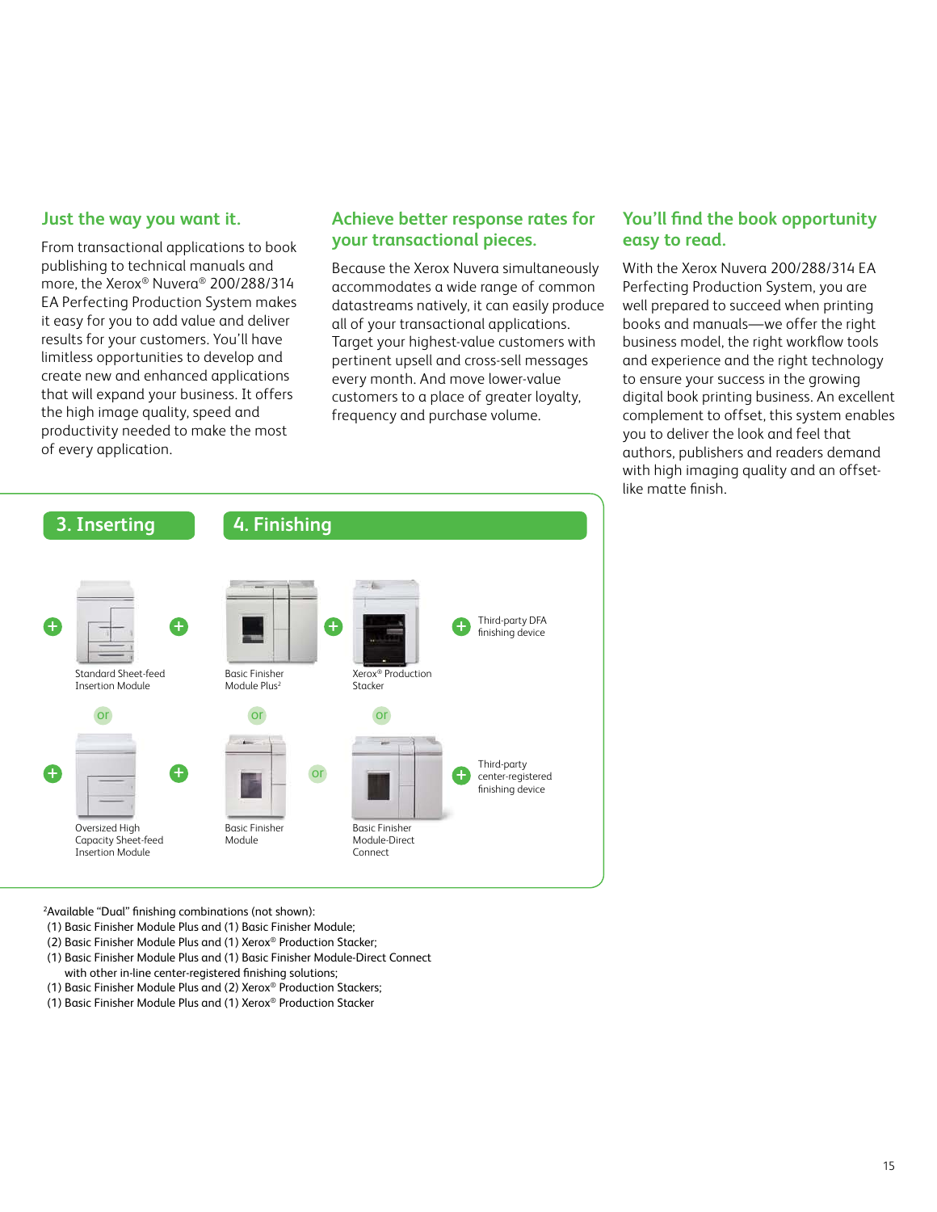## Just the way you want it.

From transactional applications to book publishing to technical manuals and more, the Xerox® Nuvera® 200/288/314 EA Perfecting Production System makes it easy for you to add value and deliver results for your customers. You'll have limitless opportunities to develop and create new and enhanced applications that will expand your business. It offers the high image quality, speed and productivity needed to make the most of every application.

## Achieve better response rates for your transactional pieces.

Because the Xerox Nuvera simultaneously accommodates a wide range of common datastreams natively, it can easily produce all of your transactional applications. Target your highest-value customers with pertinent upsell and cross-sell messages every month. And move lower-value customers to a place of greater loyalty, frequency and purchase volume.

## You'll find the book opportunity easy to read.

With the Xerox Nuvera 200/288/314 EA Perfecting Production System, you are well prepared to succeed when printing books and manuals—we offer the right business model, the right workflow tools and experience and the right technology to ensure your success in the growing digital book printing business. An excellent complement to offset, this system enables you to deliver the look and feel that authors, publishers and readers demand with high imaging quality and an offset-like matte finish.

## 3. Inserting

Standard Sheet-feed Insertion Module

or

Oversized High Capacity Sheet-feed Insertion Module

## 4. Finishing

Basic Finisher Module Plus[2]

Xerox® Production Stacker

Third-party DFA finishing device

or

Basic Finisher Module

or

Basic Finisher Module-Direct Connect

Third-party center-registered finishing device

[2]Available "Dual" finishing combinations (not shown):
(1) Basic Finisher Module Plus and (1) Basic Finisher Module;
(2) Basic Finisher Module Plus and (1) Xerox® Production Stacker;
(1) Basic Finisher Module Plus and (1) Basic Finisher Module-Direct Connect with other in-line center-registered finishing solutions;
(1) Basic Finisher Module Plus and (2) Xerox® Production Stackers;
(1) Basic Finisher Module Plus and (1) Xerox® Production Stacker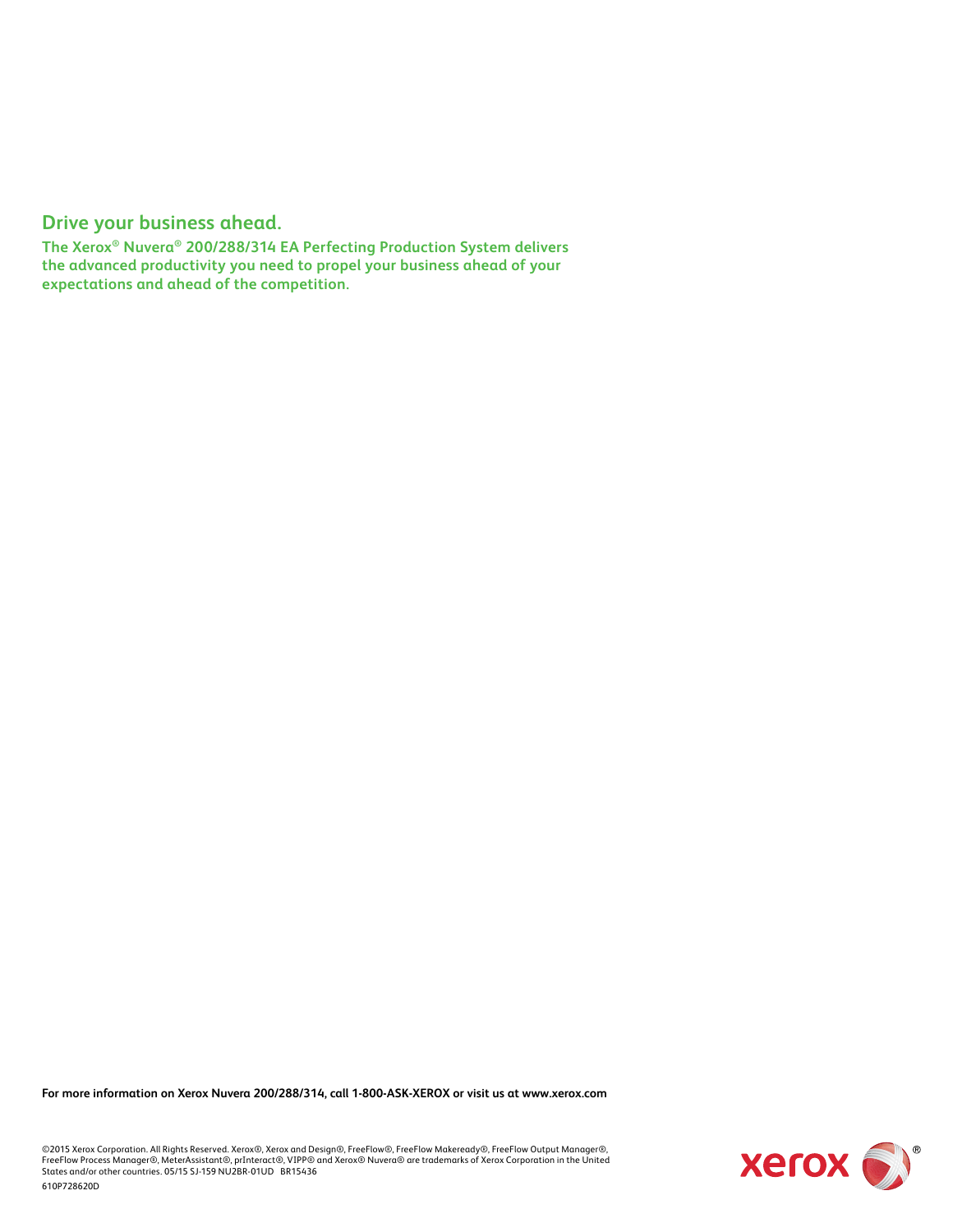## Drive your business ahead.

**The Xerox® Nuvera® 200/288/314 EA Perfecting Production System delivers the advanced productivity you need to propel your business ahead of your expectations and ahead of the competition.**

**For more information on Xerox Nuvera 200/288/314, call 1-800-ASK-XEROX or visit us at www.xerox.com**

©2015 Xerox Corporation. All Rights Reserved. Xerox®, Xerox and Design®, FreeFlow®, FreeFlow Makeready®, FreeFlow Output Manager®, FreeFlow Process Manager®, MeterAssistant®, prInteract®, VIPP® and Xerox® Nuvera® are trademarks of Xerox Corporation in the United States and/or other countries. 05/15 SJ-159 NU2BR-01UD BR15436

610P728620D